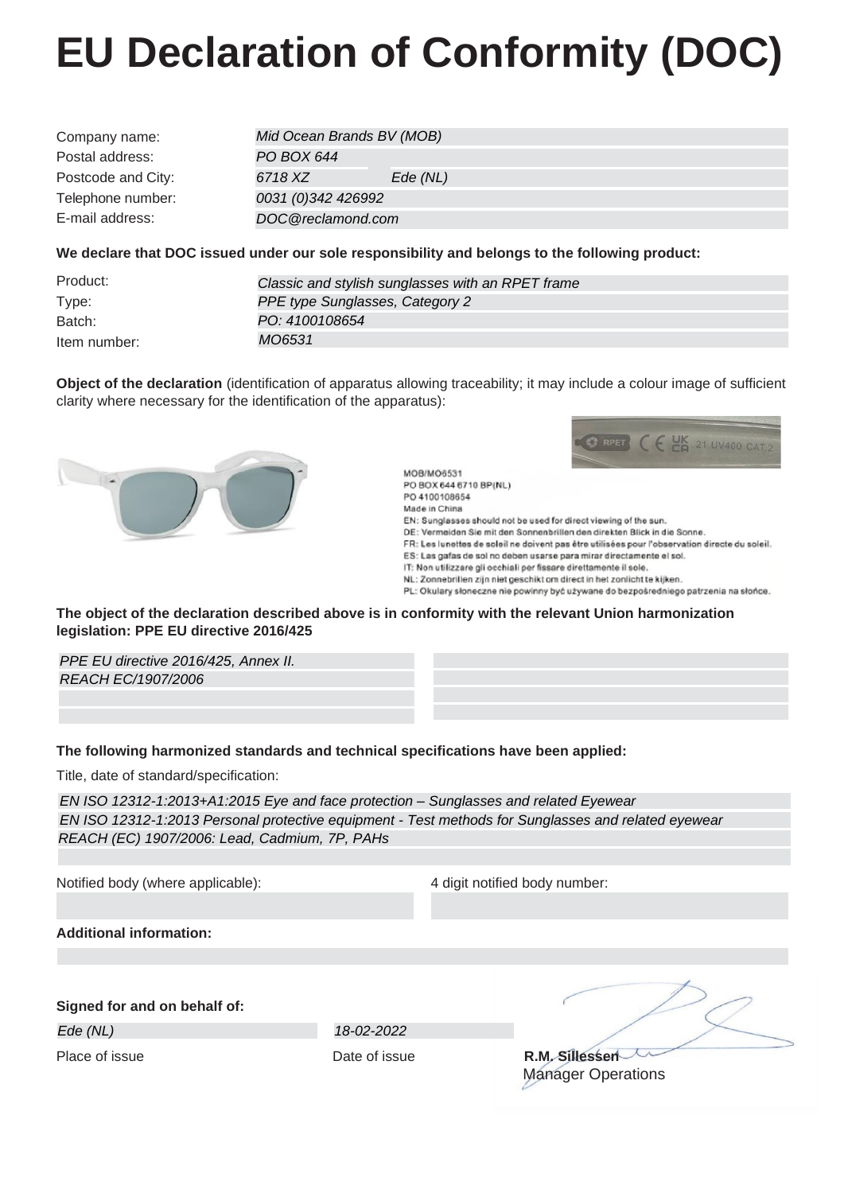# EU Declaration of Conformity (DOC)

| | |
|---|---|
| Company name: | *Mid Ocean Brands BV (MOB)* |
| Postal address: | *PO BOX 644* |
| Postcode and City: | *6718 XZ* *Ede (NL)* |
| Telephone number: | *0031 (0)342 426992* |
| E-mail address: | *DOC@reclamond.com* |

**We declare that DOC issued under our sole responsibility and belongs to the following product:**

| | |
|---|---|
| Product: | *Classic and stylish sunglasses with an RPET frame* |
| Type: | *PPE type Sunglasses, Category 2* |
| Batch: | *PO: 4100108654* |
| Item number: | *MO6531* |

**Object of the declaration** (identification of apparatus allowing traceability; it may include a colour image of sufficient clarity where necessary for the identification of the apparatus):

RPET CE UK CA 21 UV400 CAT.2

MOB/MO6531
PO BOX 644 6710 BP(NL)
PO 4100108654
Made in China
EN: Sunglasses should not be used for direct viewing of the sun.
DE: Vermeiden Sie mit den Sonnenbrillen den direkten Blick in die Sonne.
FR: Les lunettes de soleil ne doivent pas être utilisées pour l'observation directe du soleil.
ES: Las gafas de sol no deben usarse para mirar directamente el sol.
IT: Non utilizzare gli occhiali per fissare direttamente il sole.
NL: Zonnebrillen zijn niet geschikt om direct in het zonlicht te kijken.
PL: Okulary słoneczne nie powinny być używane do bezpośredniego patrzenia na słońce.

**The object of the declaration described above is in conformity with the relevant Union harmonization legislation: PPE EU directive 2016/425**

*PPE EU directive 2016/425, Annex II.*
*REACH EC/1907/2006*

**The following harmonized standards and technical specifications have been applied:**

Title, date of standard/specification:

*EN ISO 12312-1:2013+A1:2015 Eye and face protection – Sunglasses and related Eyewear*
*EN ISO 12312-1:2013 Personal protective equipment - Test methods for Sunglasses and related eyewear*
*REACH (EC) 1907/2006: Lead, Cadmium, 7P, PAHs*

Notified body (where applicable):

4 digit notified body number:

**Additional information:**

**Signed for and on behalf of:**

| *Ede (NL)* | *18-02-2022* | |
|---|---|---|
| Place of issue | Date of issue | **R.M. Sillessen** Manager Operations |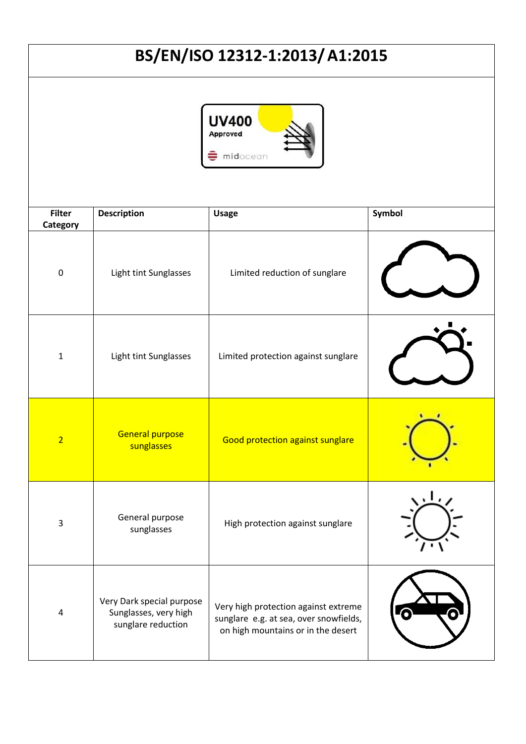# BS/EN/ISO 12312-1:2013/ A1:2015

UV400
Approved
midocean

| Filter Category | Description | Usage | Symbol |
|---|---|---|---|
| 0 | Light tint Sunglasses | Limited reduction of sunglare | |
| 1 | Light tint Sunglasses | Limited protection against sunglare | |
| 2 | General purpose sunglasses | Good protection against sunglare | |
| 3 | General purpose sunglasses | High protection against sunglare | |
| 4 | Very Dark special purpose Sunglasses, very high sunglare reduction | Very high protection against extreme sunglare e.g. at sea, over snowfields, on high mountains or in the desert | |